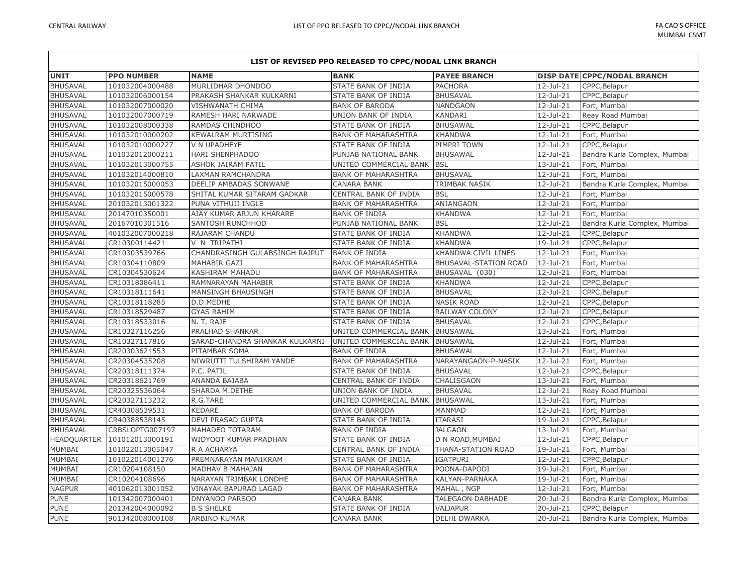CENTRAL RAILWAY — LIST OF PPO RELEASED TO CPPC//NODAL LINK BRANCH — FA CAO'S OFFICE MUMBAI CSMT

## LIST OF REVISED PPO RELEASED TO CPPC/NODAL LINK BRANCH

| UNIT | PPO NUMBER | NAME | BANK | PAYEE BRANCH | DISP DATE | CPPC/NODAL BRANCH |
|---|---|---|---|---|---|---|
| BHUSAVAL | 101032004000488 | MURLIDHAR DHONDOO | STATE BANK OF INDIA | PACHORA | 12-Jul-21 | CPPC,Belapur |
| BHUSAVAL | 101032006000154 | PRAKASH SHANKAR KULKARNI | STATE BANK OF INDIA | BHUSAVAL | 12-Jul-21 | CPPC,Belapur |
| BHUSAVAL | 101032007000020 | VISHWANATH CHIMA | BANK OF BARODA | NANDGAON | 12-Jul-21 | Fort, Mumbai |
| BHUSAVAL | 101032007000719 | RAMESH HARI NARWADE | UNION BANK OF INDIA | KANDARI | 12-Jul-21 | Reay Road Mumbai |
| BHUSAVAL | 101032008000338 | RAMDAS CHINDHOO | STATE BANK OF INDIA | BHUSAWAL | 12-Jul-21 | CPPC,Belapur |
| BHUSAVAL | 101032010000202 | KEWALRAM MURTISING | BANK OF MAHARASHTRA | KHANDWA | 12-Jul-21 | Fort, Mumbai |
| BHUSAVAL | 101032010000227 | V N UPADHEYE | STATE BANK OF INDIA | PIMPRI TOWN | 12-Jul-21 | CPPC,Belapur |
| BHUSAVAL | 101032012000211 | HARI SHENPHADOO | PUNJAB NATIONAL BANK | BHUSAWAL | 12-Jul-21 | Bandra Kurla Complex, Mumbai |
| BHUSAVAL | 101032013000755 | ASHOK JAIRAM PATIL | UNITED COMMERCIAL BANK | BSL | 13-Jul-21 | Fort, Mumbai |
| BHUSAVAL | 101032014000810 | LAXMAN RAMCHANDRA | BANK OF MAHARASHTRA | BHUSAVAL | 12-Jul-21 | Fort, Mumbai |
| BHUSAVAL | 101032015000053 | DEELIP AMBADAS SONWANE | CANARA BANK | TRIMBAK NASIK | 12-Jul-21 | Bandra Kurla Complex, Mumbai |
| BHUSAVAL | 101032015000578 | SHITAL KUMAR SITARAM GADKAR | CENTRAL BANK OF INDIA | BSL | 12-Jul-21 | Fort, Mumbai |
| BHUSAVAL | 201032013001322 | PUNA VITHUJI INGLE | BANK OF MAHARASHTRA | ANJANGAON | 12-Jul-21 | Fort, Mumbai |
| BHUSAVAL | 20147010350001 | AJAY KUMAR ARJUN KHARARE | BANK OF INDIA | KHANDWA | 12-Jul-21 | Fort, Mumbai |
| BHUSAVAL | 20167010301516 | SANTOSH RUNCHHOD | PUNJAB NATIONAL BANK | BSL | 12-Jul-21 | Bandra Kurla Complex, Mumbai |
| BHUSAVAL | 401032007000218 | RAJARAM CHANDU | STATE BANK OF INDIA | KHANDWA | 12-Jul-21 | CPPC,Belapur |
| BHUSAVAL | CR10300114421 | V N TRIPATHI | STATE BANK OF INDIA | KHANDWA | 19-Jul-21 | CPPC,Belapur |
| BHUSAVAL | CR10303539766 | CHANDRASINGH GULABSINGH RAJPUT | BANK OF INDIA | KHANDWA CIVIL LINES | 12-Jul-21 | Fort, Mumbai |
| BHUSAVAL | CR10304110809 | MAHABIR GAZI | BANK OF MAHARASHTRA | BHUSAVAL-STATION ROAD | 12-Jul-21 | Fort, Mumbai |
| BHUSAVAL | CR10304530624 | KASHIRAM MAHADU | BANK OF MAHARASHTRA | BHUSAVAL (030) | 12-Jul-21 | Fort, Mumbai |
| BHUSAVAL | CR10318086411 | RAMNARAYAN MAHABIR | STATE BANK OF INDIA | KHANDWA | 12-Jul-21 | CPPC,Belapur |
| BHUSAVAL | CR10318111641 | MANSINGH BHAUSINGH | STATE BANK OF INDIA | BHUSAVAL | 12-Jul-21 | CPPC,Belapur |
| BHUSAVAL | CR10318118285 | D.D.MEDHE | STATE BANK OF INDIA | NASIK ROAD | 12-Jul-21 | CPPC,Belapur |
| BHUSAVAL | CR10318529487 | GYAS RAHIM | STATE BANK OF INDIA | RAILWAY COLONY | 12-Jul-21 | CPPC,Belapur |
| BHUSAVAL | CR10318533016 | N. T. RAJE | STATE BANK OF INDIA | BHUSAVAL | 12-Jul-21 | CPPC,Belapur |
| BHUSAVAL | CR10327116256 | PRALHAD SHANKAR | UNITED COMMERCIAL BANK | BHUSAWAL | 13-Jul-21 | Fort, Mumbai |
| BHUSAVAL | CR10327117816 | SARAD-CHANDRA SHANKAR KULKARNI | UNITED COMMERCIAL BANK | BHUSAWAL | 12-Jul-21 | Fort, Mumbai |
| BHUSAVAL | CR20303621553 | PITAMBAR SOMA | BANK OF INDIA | BHUSAWAL | 12-Jul-21 | Fort, Mumbai |
| BHUSAVAL | CR20304535208 | NIWRUTTI TULSHIRAM YANDE | BANK OF MAHARASHTRA | NARAYANGAON-P-NASIK | 12-Jul-21 | Fort, Mumbai |
| BHUSAVAL | CR20318111374 | P.C. PATIL | STATE BANK OF INDIA | BHUSAVAL | 12-Jul-21 | CPPC,Belapur |
| BHUSAVAL | CR20318621769 | ANANDA BAJABA | CENTRAL BANK OF INDIA | CHALISGAON | 13-Jul-21 | Fort, Mumbai |
| BHUSAVAL | CR20325536064 | SHARDA M.DETHE | UNION BANK OF INDIA | BHUSAVAL | 12-Jul-21 | Reay Road Mumbai |
| BHUSAVAL | CR20327113232 | R.G.TARE | UNITED COMMERCIAL BANK | BHUSAWAL | 13-Jul-21 | Fort, Mumbai |
| BHUSAVAL | CR40308539531 | KEDARE | BANK OF BARODA | MANMAD | 12-Jul-21 | Fort, Mumbai |
| BHUSAVAL | CR40388538145 | DEVI PRASAD GUPTA | STATE BANK OF INDIA | ITARASI | 19-Jul-21 | CPPC,Belapur |
| BHUSAVAL | CRBSLOPTG007197 | MAHADEO TOTARAM | BANK OF INDIA | JALGAON | 13-Jul-21 | Fort, Mumbai |
| HEADQUARTER | 101012013000191 | WIDYOOT KUMAR PRADHAN | STATE BANK OF INDIA | D N ROAD,MUMBAI | 12-Jul-21 | CPPC,Belapur |
| MUMBAI | 101022013005047 | R A ACHARYA | CENTRAL BANK OF INDIA | THANA-STATION ROAD | 19-Jul-21 | Fort, Mumbai |
| MUMBAI | 101022014001276 | PREMNARAYAN MANIKRAM | STATE BANK OF INDIA | IGATPURI | 12-Jul-21 | CPPC,Belapur |
| MUMBAI | CR10204108150 | MADHAV B MAHAJAN | BANK OF MAHARASHTRA | POONA-DAPODI | 19-Jul-21 | Fort, Mumbai |
| MUMBAI | CR10204108696 | NARAYAN TRIMBAK LONDHE | BANK OF MAHARASHTRA | KALYAN-PARNAKA | 19-Jul-21 | Fort, Mumbai |
| NAGPUR | 401062013001052 | VINAYAK BAPURAO LAGAD | BANK OF MAHARASHTRA | MAHAL , NGP | 12-Jul-21 | Fort, Mumbai |
| PUNE | 101342007000401 | DNYANOO PARSOO | CANARA BANK | TALEGAON DABHADE | 20-Jul-21 | Bandra Kurla Complex, Mumbai |
| PUNE | 201342004000092 | B S SHELKE | STATE BANK OF INDIA | VAIJAPUR | 20-Jul-21 | CPPC,Belapur |
| PUNE | 901342008000108 | ARBIND KUMAR | CANARA BANK | DELHI DWARKA | 20-Jul-21 | Bandra Kurla Complex, Mumbai |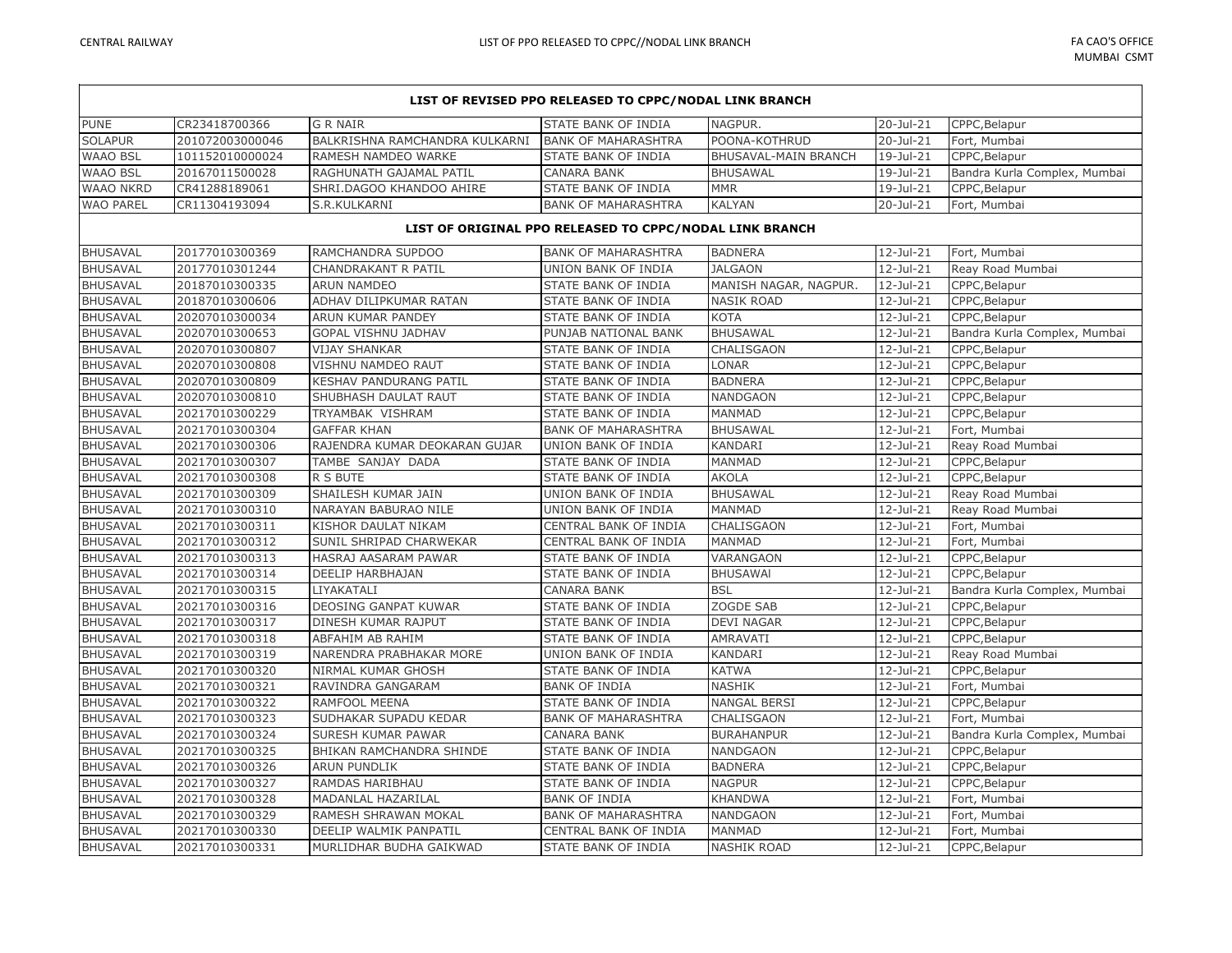| LIST OF REVISED PPO RELEASED TO CPPC/NODAL LINK BRANCH | | | | | | |
|---|---|---|---|---|---|---|
| PUNE | CR23418700366 | G R NAIR | STATE BANK OF INDIA | NAGPUR. | 20-Jul-21 | CPPC,Belapur |
| SOLAPUR | 201072003000046 | BALKRISHNA RAMCHANDRA KULKARNI | BANK OF MAHARASHTRA | POONA-KOTHRUD | 20-Jul-21 | Fort, Mumbai |
| WAAO BSL | 101152010000024 | RAMESH NAMDEO WARKE | STATE BANK OF INDIA | BHUSAVAL-MAIN BRANCH | 19-Jul-21 | CPPC,Belapur |
| WAAO BSL | 20167011500028 | RAGHUNATH GAJAMAL PATIL | CANARA BANK | BHUSAWAL | 19-Jul-21 | Bandra Kurla Complex, Mumbai |
| WAAO NKRD | CR41288189061 | SHRI.DAGOO KHANDOO AHIRE | STATE BANK OF INDIA | MMR | 19-Jul-21 | CPPC,Belapur |
| WAO PAREL | CR11304193094 | S.R.KULKARNI | BANK OF MAHARASHTRA | KALYAN | 20-Jul-21 | Fort, Mumbai |
| **LIST OF ORIGINAL PPO RELEASED TO CPPC/NODAL LINK BRANCH** | | | | | | |
| BHUSAVAL | 20177010300369 | RAMCHANDRA SUPDOO | BANK OF MAHARASHTRA | BADNERA | 12-Jul-21 | Fort, Mumbai |
| BHUSAVAL | 20177010301244 | CHANDRAKANT R PATIL | UNION BANK OF INDIA | JALGAON | 12-Jul-21 | Reay Road Mumbai |
| BHUSAVAL | 20187010300335 | ARUN NAMDEO | STATE BANK OF INDIA | MANISH NAGAR, NAGPUR. | 12-Jul-21 | CPPC,Belapur |
| BHUSAVAL | 20187010300606 | ADHAV DILIPKUMAR RATAN | STATE BANK OF INDIA | NASIK ROAD | 12-Jul-21 | CPPC,Belapur |
| BHUSAVAL | 20207010300034 | ARUN KUMAR PANDEY | STATE BANK OF INDIA | KOTA | 12-Jul-21 | CPPC,Belapur |
| BHUSAVAL | 20207010300653 | GOPAL VISHNU JADHAV | PUNJAB NATIONAL BANK | BHUSAWAL | 12-Jul-21 | Bandra Kurla Complex, Mumbai |
| BHUSAVAL | 20207010300807 | VIJAY SHANKAR | STATE BANK OF INDIA | CHALISGAON | 12-Jul-21 | CPPC,Belapur |
| BHUSAVAL | 20207010300808 | VISHNU NAMDEO RAUT | STATE BANK OF INDIA | LONAR | 12-Jul-21 | CPPC,Belapur |
| BHUSAVAL | 20207010300809 | KESHAV PANDURANG PATIL | STATE BANK OF INDIA | BADNERA | 12-Jul-21 | CPPC,Belapur |
| BHUSAVAL | 20207010300810 | SHUBHASH DAULAT RAUT | STATE BANK OF INDIA | NANDGAON | 12-Jul-21 | CPPC,Belapur |
| BHUSAVAL | 20217010300229 | TRYAMBAK VISHRAM | STATE BANK OF INDIA | MANMAD | 12-Jul-21 | CPPC,Belapur |
| BHUSAVAL | 20217010300304 | GAFFAR KHAN | BANK OF MAHARASHTRA | BHUSAWAL | 12-Jul-21 | Fort, Mumbai |
| BHUSAVAL | 20217010300306 | RAJENDRA KUMAR DEOKARAN GUJAR | UNION BANK OF INDIA | KANDARI | 12-Jul-21 | Reay Road Mumbai |
| BHUSAVAL | 20217010300307 | TAMBE SANJAY DADA | STATE BANK OF INDIA | MANMAD | 12-Jul-21 | CPPC,Belapur |
| BHUSAVAL | 20217010300308 | R S BUTE | STATE BANK OF INDIA | AKOLA | 12-Jul-21 | CPPC,Belapur |
| BHUSAVAL | 20217010300309 | SHAILESH KUMAR JAIN | UNION BANK OF INDIA | BHUSAWAL | 12-Jul-21 | Reay Road Mumbai |
| BHUSAVAL | 20217010300310 | NARAYAN BABURAO NILE | UNION BANK OF INDIA | MANMAD | 12-Jul-21 | Reay Road Mumbai |
| BHUSAVAL | 20217010300311 | KISHOR DAULAT NIKAM | CENTRAL BANK OF INDIA | CHALISGAON | 12-Jul-21 | Fort, Mumbai |
| BHUSAVAL | 20217010300312 | SUNIL SHRIPAD CHARWEKAR | CENTRAL BANK OF INDIA | MANMAD | 12-Jul-21 | Fort, Mumbai |
| BHUSAVAL | 20217010300313 | HASRAJ AASARAM PAWAR | STATE BANK OF INDIA | VARANGAON | 12-Jul-21 | CPPC,Belapur |
| BHUSAVAL | 20217010300314 | DEELIP HARBHAJAN | STATE BANK OF INDIA | BHUSAWAl | 12-Jul-21 | CPPC,Belapur |
| BHUSAVAL | 20217010300315 | LIYAKATALI | CANARA BANK | BSL | 12-Jul-21 | Bandra Kurla Complex, Mumbai |
| BHUSAVAL | 20217010300316 | DEOSING GANPAT KUWAR | STATE BANK OF INDIA | ZOGDE SAB | 12-Jul-21 | CPPC,Belapur |
| BHUSAVAL | 20217010300317 | DINESH KUMAR RAJPUT | STATE BANK OF INDIA | DEVI NAGAR | 12-Jul-21 | CPPC,Belapur |
| BHUSAVAL | 20217010300318 | ABFAHIM AB RAHIM | STATE BANK OF INDIA | AMRAVATI | 12-Jul-21 | CPPC,Belapur |
| BHUSAVAL | 20217010300319 | NARENDRA PRABHAKAR MORE | UNION BANK OF INDIA | KANDARI | 12-Jul-21 | Reay Road Mumbai |
| BHUSAVAL | 20217010300320 | NIRMAL KUMAR GHOSH | STATE BANK OF INDIA | KATWA | 12-Jul-21 | CPPC,Belapur |
| BHUSAVAL | 20217010300321 | RAVINDRA GANGARAM | BANK OF INDIA | NASHIK | 12-Jul-21 | Fort, Mumbai |
| BHUSAVAL | 20217010300322 | RAMFOOL MEENA | STATE BANK OF INDIA | NANGAL BERSI | 12-Jul-21 | CPPC,Belapur |
| BHUSAVAL | 20217010300323 | SUDHAKAR SUPADU KEDAR | BANK OF MAHARASHTRA | CHALISGAON | 12-Jul-21 | Fort, Mumbai |
| BHUSAVAL | 20217010300324 | SURESH KUMAR PAWAR | CANARA BANK | BURAHANPUR | 12-Jul-21 | Bandra Kurla Complex, Mumbai |
| BHUSAVAL | 20217010300325 | BHIKAN RAMCHANDRA SHINDE | STATE BANK OF INDIA | NANDGAON | 12-Jul-21 | CPPC,Belapur |
| BHUSAVAL | 20217010300326 | ARUN PUNDLIK | STATE BANK OF INDIA | BADNERA | 12-Jul-21 | CPPC,Belapur |
| BHUSAVAL | 20217010300327 | RAMDAS HARIBHAU | STATE BANK OF INDIA | NAGPUR | 12-Jul-21 | CPPC,Belapur |
| BHUSAVAL | 20217010300328 | MADANLAL HAZARILAL | BANK OF INDIA | KHANDWA | 12-Jul-21 | Fort, Mumbai |
| BHUSAVAL | 20217010300329 | RAMESH SHRAWAN MOKAL | BANK OF MAHARASHTRA | NANDGAON | 12-Jul-21 | Fort, Mumbai |
| BHUSAVAL | 20217010300330 | DEELIP WALMIK PANPATIL | CENTRAL BANK OF INDIA | MANMAD | 12-Jul-21 | Fort, Mumbai |
| BHUSAVAL | 20217010300331 | MURLIDHAR BUDHA GAIKWAD | STATE BANK OF INDIA | NASHIK ROAD | 12-Jul-21 | CPPC,Belapur |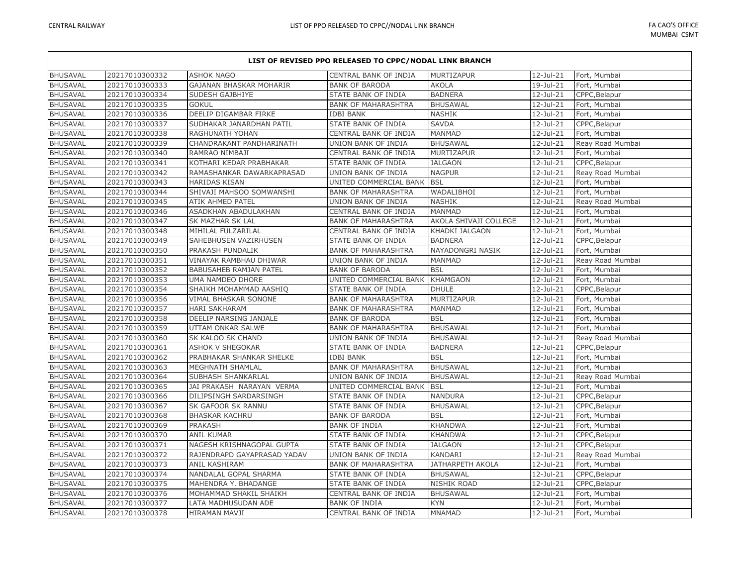| LIST OF REVISED PPO RELEASED TO CPPC/NODAL LINK BRANCH | | | | | | |
|---|---|---|---|---|---|---|
| BHUSAVAL | 20217010300332 | ASHOK NAGO | CENTRAL BANK OF INDIA | MURTIZAPUR | 12-Jul-21 | Fort, Mumbai |
| BHUSAVAL | 20217010300333 | GAJANAN BHASKAR MOHARIR | BANK OF BARODA | AKOLA | 19-Jul-21 | Fort, Mumbai |
| BHUSAVAL | 20217010300334 | SUDESH GAJBHIYE | STATE BANK OF INDIA | BADNERA | 12-Jul-21 | CPPC,Belapur |
| BHUSAVAL | 20217010300335 | GOKUL | BANK OF MAHARASHTRA | BHUSAWAL | 12-Jul-21 | Fort, Mumbai |
| BHUSAVAL | 20217010300336 | DEELIP DIGAMBAR FIRKE | IDBI BANK | NASHIK | 12-Jul-21 | Fort, Mumbai |
| BHUSAVAL | 20217010300337 | SUDHAKAR JANARDHAN PATIL | STATE BANK OF INDIA | SAVDA | 12-Jul-21 | CPPC,Belapur |
| BHUSAVAL | 20217010300338 | RAGHUNATH YOHAN | CENTRAL BANK OF INDIA | MANMAD | 12-Jul-21 | Fort, Mumbai |
| BHUSAVAL | 20217010300339 | CHANDRAKANT PANDHARINATH | UNION BANK OF INDIA | BHUSAWAL | 12-Jul-21 | Reay Road Mumbai |
| BHUSAVAL | 20217010300340 | RAMRAO NIMBAJI | CENTRAL BANK OF INDIA | MURTIZAPUR | 12-Jul-21 | Fort, Mumbai |
| BHUSAVAL | 20217010300341 | KOTHARI KEDAR PRABHAKAR | STATE BANK OF INDIA | JALGAON | 12-Jul-21 | CPPC,Belapur |
| BHUSAVAL | 20217010300342 | RAMASHANKAR DAWARKAPRASAD | UNION BANK OF INDIA | NAGPUR | 12-Jul-21 | Reay Road Mumbai |
| BHUSAVAL | 20217010300343 | HARIDAS KISAN | UNITED COMMERCIAL BANK | BSL | 12-Jul-21 | Fort, Mumbai |
| BHUSAVAL | 20217010300344 | SHIVAJI MAHSOO SOMWANSHI | BANK OF MAHARASHTRA | WADALIBHOI | 12-Jul-21 | Fort, Mumbai |
| BHUSAVAL | 20217010300345 | ATIK AHMED PATEL | UNION BANK OF INDIA | NASHIK | 12-Jul-21 | Reay Road Mumbai |
| BHUSAVAL | 20217010300346 | ASADKHAN ABADULAKHAN | CENTRAL BANK OF INDIA | MANMAD | 12-Jul-21 | Fort, Mumbai |
| BHUSAVAL | 20217010300347 | SK MAZHAR SK LAL | BANK OF MAHARASHTRA | AKOLA SHIVAJI COLLEGE | 12-Jul-21 | Fort, Mumbai |
| BHUSAVAL | 20217010300348 | MIHILAL FULZARILAL | CENTRAL BANK OF INDIA | KHADKI JALGAON | 12-Jul-21 | Fort, Mumbai |
| BHUSAVAL | 20217010300349 | SAHEBHUSEN VAZIRHUSEN | STATE BANK OF INDIA | BADNERA | 12-Jul-21 | CPPC,Belapur |
| BHUSAVAL | 20217010300350 | PRAKASH PUNDALIK | BANK OF MAHARASHTRA | NAYADONGRI NASIK | 12-Jul-21 | Fort, Mumbai |
| BHUSAVAL | 20217010300351 | VINAYAK RAMBHAU DHIWAR | UNION BANK OF INDIA | MANMAD | 12-Jul-21 | Reay Road Mumbai |
| BHUSAVAL | 20217010300352 | BABUSAHEB RAMJAN PATEL | BANK OF BARODA | BSL | 12-Jul-21 | Fort, Mumbai |
| BHUSAVAL | 20217010300353 | UMA NAMDEO DHORE | UNITED COMMERCIAL BANK | KHAMGAON | 12-Jul-21 | Fort, Mumbai |
| BHUSAVAL | 20217010300354 | SHAIKH MOHAMMAD AASHIQ | STATE BANK OF INDIA | DHULE | 12-Jul-21 | CPPC,Belapur |
| BHUSAVAL | 20217010300356 | VIMAL BHASKAR SONONE | BANK OF MAHARASHTRA | MURTIZAPUR | 12-Jul-21 | Fort, Mumbai |
| BHUSAVAL | 20217010300357 | HARI SAKHARAM | BANK OF MAHARASHTRA | MANMAD | 12-Jul-21 | Fort, Mumbai |
| BHUSAVAL | 20217010300358 | DEELIP NARSING JANJALE | BANK OF BARODA | BSL | 12-Jul-21 | Fort, Mumbai |
| BHUSAVAL | 20217010300359 | UTTAM ONKAR SALWE | BANK OF MAHARASHTRA | BHUSAWAL | 12-Jul-21 | Fort, Mumbai |
| BHUSAVAL | 20217010300360 | SK KALOO SK CHAND | UNION BANK OF INDIA | BHUSAWAL | 12-Jul-21 | Reay Road Mumbai |
| BHUSAVAL | 20217010300361 | ASHOK V SHEGOKAR | STATE BANK OF INDIA | BADNERA | 12-Jul-21 | CPPC,Belapur |
| BHUSAVAL | 20217010300362 | PRABHAKAR SHANKAR SHELKE | IDBI BANK | BSL | 12-Jul-21 | Fort, Mumbai |
| BHUSAVAL | 20217010300363 | MEGHNATH SHAMLAL | BANK OF MAHARASHTRA | BHUSAWAL | 12-Jul-21 | Fort, Mumbai |
| BHUSAVAL | 20217010300364 | SUBHASH SHANKARLAL | UNION BANK OF INDIA | BHUSAWAL | 12-Jul-21 | Reay Road Mumbai |
| BHUSAVAL | 20217010300365 | JAI PRAKASH NARAYAN VERMA | UNITED COMMERCIAL BANK | BSL | 12-Jul-21 | Fort, Mumbai |
| BHUSAVAL | 20217010300366 | DILIPSINGH SARDARSINGH | STATE BANK OF INDIA | NANDURA | 12-Jul-21 | CPPC,Belapur |
| BHUSAVAL | 20217010300367 | SK GAFOOR SK RANNU | STATE BANK OF INDIA | BHUSAWAL | 12-Jul-21 | CPPC,Belapur |
| BHUSAVAL | 20217010300368 | BHASKAR KACHRU | BANK OF BARODA | BSL | 12-Jul-21 | Fort, Mumbai |
| BHUSAVAL | 20217010300369 | PRAKASH | BANK OF INDIA | KHANDWA | 12-Jul-21 | Fort, Mumbai |
| BHUSAVAL | 20217010300370 | ANIL KUMAR | STATE BANK OF INDIA | KHANDWA | 12-Jul-21 | CPPC,Belapur |
| BHUSAVAL | 20217010300371 | NAGESH KRISHNAGOPAL GUPTA | STATE BANK OF INDIA | JALGAON | 12-Jul-21 | CPPC,Belapur |
| BHUSAVAL | 20217010300372 | RAJENDRAPD GAYAPRASAD YADAV | UNION BANK OF INDIA | KANDARI | 12-Jul-21 | Reay Road Mumbai |
| BHUSAVAL | 20217010300373 | ANIL KASHIRAM | BANK OF MAHARASHTRA | JATHARPETH AKOLA | 12-Jul-21 | Fort, Mumbai |
| BHUSAVAL | 20217010300374 | NANDALAL GOPAL SHARMA | STATE BANK OF INDIA | BHUSAWAL | 12-Jul-21 | CPPC,Belapur |
| BHUSAVAL | 20217010300375 | MAHENDRA Y. BHADANGE | STATE BANK OF INDIA | NISHIK ROAD | 12-Jul-21 | CPPC,Belapur |
| BHUSAVAL | 20217010300376 | MOHAMMAD SHAKIL SHAIKH | CENTRAL BANK OF INDIA | BHUSAWAL | 12-Jul-21 | Fort, Mumbai |
| BHUSAVAL | 20217010300377 | LATA MADHUSUDAN ADE | BANK OF INDIA | KYN | 12-Jul-21 | Fort, Mumbai |
| BHUSAVAL | 20217010300378 | HIRAMAN MAVJI | CENTRAL BANK OF INDIA | MNAMAD | 12-Jul-21 | Fort, Mumbai |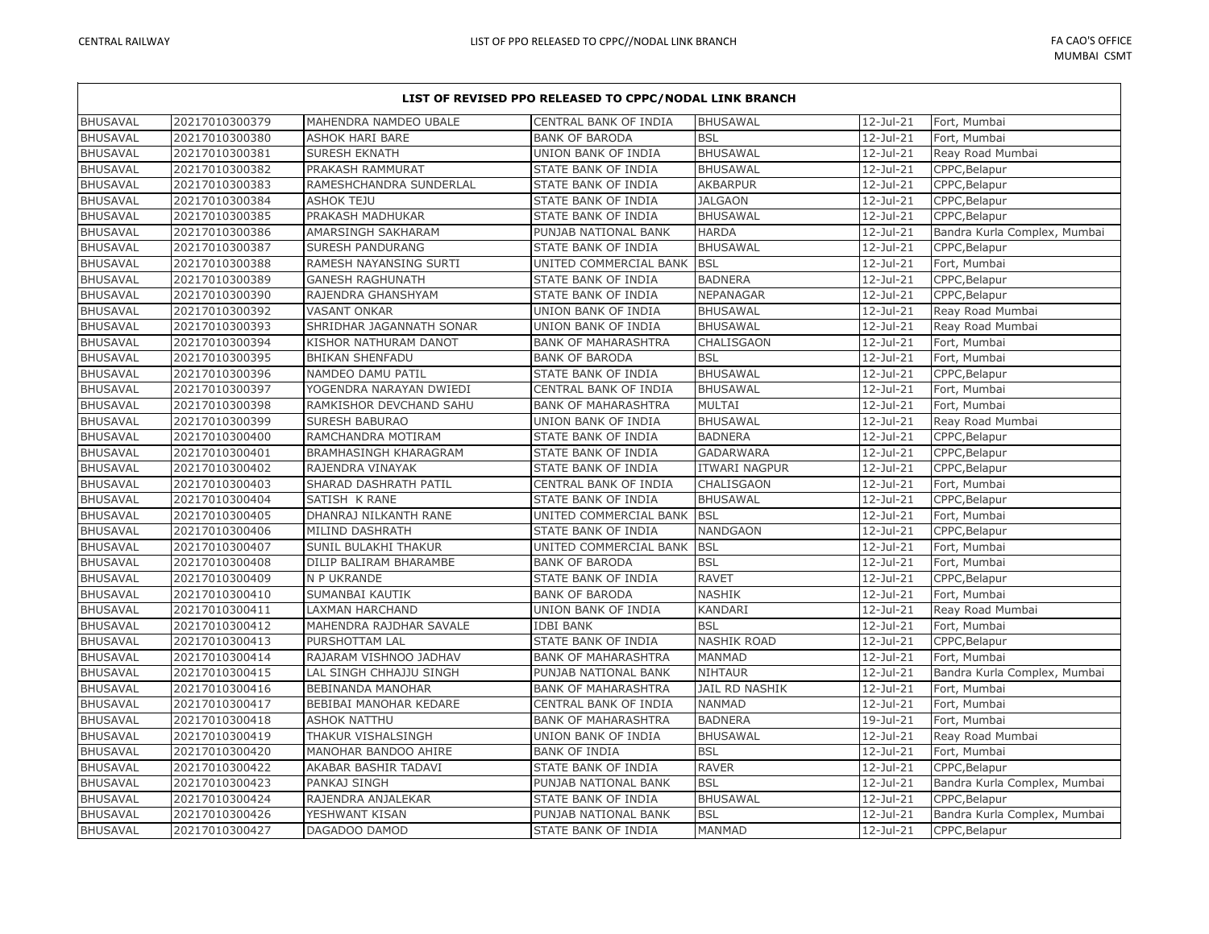| LIST OF REVISED PPO RELEASED TO CPPC/NODAL LINK BRANCH | | | | | | |
|---|---|---|---|---|---|---|
| BHUSAVAL | 20217010300379 | MAHENDRA NAMDEO UBALE | CENTRAL BANK OF INDIA | BHUSAWAL | 12-Jul-21 | Fort, Mumbai |
| BHUSAVAL | 20217010300380 | ASHOK HARI BARE | BANK OF BARODA | BSL | 12-Jul-21 | Fort, Mumbai |
| BHUSAVAL | 20217010300381 | SURESH EKNATH | UNION BANK OF INDIA | BHUSAWAL | 12-Jul-21 | Reay Road Mumbai |
| BHUSAVAL | 20217010300382 | PRAKASH RAMMURAT | STATE BANK OF INDIA | BHUSAWAL | 12-Jul-21 | CPPC,Belapur |
| BHUSAVAL | 20217010300383 | RAMESHCHANDRA SUNDERLAL | STATE BANK OF INDIA | AKBARPUR | 12-Jul-21 | CPPC,Belapur |
| BHUSAVAL | 20217010300384 | ASHOK TEJU | STATE BANK OF INDIA | JALGAON | 12-Jul-21 | CPPC,Belapur |
| BHUSAVAL | 20217010300385 | PRAKASH MADHUKAR | STATE BANK OF INDIA | BHUSAWAL | 12-Jul-21 | CPPC,Belapur |
| BHUSAVAL | 20217010300386 | AMARSINGH SAKHARAM | PUNJAB NATIONAL BANK | HARDA | 12-Jul-21 | Bandra Kurla Complex, Mumbai |
| BHUSAVAL | 20217010300387 | SURESH PANDURANG | STATE BANK OF INDIA | BHUSAWAL | 12-Jul-21 | CPPC,Belapur |
| BHUSAVAL | 20217010300388 | RAMESH NAYANSING SURTI | UNITED COMMERCIAL BANK | BSL | 12-Jul-21 | Fort, Mumbai |
| BHUSAVAL | 20217010300389 | GANESH RAGHUNATH | STATE BANK OF INDIA | BADNERA | 12-Jul-21 | CPPC,Belapur |
| BHUSAVAL | 20217010300390 | RAJENDRA GHANSHYAM | STATE BANK OF INDIA | NEPANAGAR | 12-Jul-21 | CPPC,Belapur |
| BHUSAVAL | 20217010300392 | VASANT ONKAR | UNION BANK OF INDIA | BHUSAWAL | 12-Jul-21 | Reay Road Mumbai |
| BHUSAVAL | 20217010300393 | SHRIDHAR JAGANNATH SONAR | UNION BANK OF INDIA | BHUSAWAL | 12-Jul-21 | Reay Road Mumbai |
| BHUSAVAL | 20217010300394 | KISHOR NATHURAM DANOT | BANK OF MAHARASHTRA | CHALISGAON | 12-Jul-21 | Fort, Mumbai |
| BHUSAVAL | 20217010300395 | BHIKAN SHENFADU | BANK OF BARODA | BSL | 12-Jul-21 | Fort, Mumbai |
| BHUSAVAL | 20217010300396 | NAMDEO DAMU PATIL | STATE BANK OF INDIA | BHUSAWAL | 12-Jul-21 | CPPC,Belapur |
| BHUSAVAL | 20217010300397 | YOGENDRA NARAYAN DWIEDI | CENTRAL BANK OF INDIA | BHUSAWAL | 12-Jul-21 | Fort, Mumbai |
| BHUSAVAL | 20217010300398 | RAMKISHOR DEVCHAND SAHU | BANK OF MAHARASHTRA | MULTAI | 12-Jul-21 | Fort, Mumbai |
| BHUSAVAL | 20217010300399 | SURESH BABURAO | UNION BANK OF INDIA | BHUSAWAL | 12-Jul-21 | Reay Road Mumbai |
| BHUSAVAL | 20217010300400 | RAMCHANDRA MOTIRAM | STATE BANK OF INDIA | BADNERA | 12-Jul-21 | CPPC,Belapur |
| BHUSAVAL | 20217010300401 | BRAMHASINGH KHARAGRAM | STATE BANK OF INDIA | GADARWARA | 12-Jul-21 | CPPC,Belapur |
| BHUSAVAL | 20217010300402 | RAJENDRA VINAYAK | STATE BANK OF INDIA | ITWARI NAGPUR | 12-Jul-21 | CPPC,Belapur |
| BHUSAVAL | 20217010300403 | SHARAD DASHRATH PATIL | CENTRAL BANK OF INDIA | CHALISGAON | 12-Jul-21 | Fort, Mumbai |
| BHUSAVAL | 20217010300404 | SATISH K RANE | STATE BANK OF INDIA | BHUSAWAL | 12-Jul-21 | CPPC,Belapur |
| BHUSAVAL | 20217010300405 | DHANRAJ NILKANTH RANE | UNITED COMMERCIAL BANK | BSL | 12-Jul-21 | Fort, Mumbai |
| BHUSAVAL | 20217010300406 | MILIND DASHRATH | STATE BANK OF INDIA | NANDGAON | 12-Jul-21 | CPPC,Belapur |
| BHUSAVAL | 20217010300407 | SUNIL BULAKHI THAKUR | UNITED COMMERCIAL BANK | BSL | 12-Jul-21 | Fort, Mumbai |
| BHUSAVAL | 20217010300408 | DILIP BALIRAM BHARAMBE | BANK OF BARODA | BSL | 12-Jul-21 | Fort, Mumbai |
| BHUSAVAL | 20217010300409 | N P UKRANDE | STATE BANK OF INDIA | RAVET | 12-Jul-21 | CPPC,Belapur |
| BHUSAVAL | 20217010300410 | SUMANBAI KAUTIK | BANK OF BARODA | NASHIK | 12-Jul-21 | Fort, Mumbai |
| BHUSAVAL | 20217010300411 | LAXMAN HARCHAND | UNION BANK OF INDIA | KANDARI | 12-Jul-21 | Reay Road Mumbai |
| BHUSAVAL | 20217010300412 | MAHENDRA RAJDHAR SAVALE | IDBI BANK | BSL | 12-Jul-21 | Fort, Mumbai |
| BHUSAVAL | 20217010300413 | PURSHOTTAM LAL | STATE BANK OF INDIA | NASHIK ROAD | 12-Jul-21 | CPPC,Belapur |
| BHUSAVAL | 20217010300414 | RAJARAM VISHNOO JADHAV | BANK OF MAHARASHTRA | MANMAD | 12-Jul-21 | Fort, Mumbai |
| BHUSAVAL | 20217010300415 | LAL SINGH CHHAJJU SINGH | PUNJAB NATIONAL BANK | NIHTAUR | 12-Jul-21 | Bandra Kurla Complex, Mumbai |
| BHUSAVAL | 20217010300416 | BEBINANDA MANOHAR | BANK OF MAHARASHTRA | JAIL RD NASHIK | 12-Jul-21 | Fort, Mumbai |
| BHUSAVAL | 20217010300417 | BEBIBAI MANOHAR KEDARE | CENTRAL BANK OF INDIA | NANMAD | 12-Jul-21 | Fort, Mumbai |
| BHUSAVAL | 20217010300418 | ASHOK NATTHU | BANK OF MAHARASHTRA | BADNERA | 19-Jul-21 | Fort, Mumbai |
| BHUSAVAL | 20217010300419 | THAKUR VISHALSINGH | UNION BANK OF INDIA | BHUSAWAL | 12-Jul-21 | Reay Road Mumbai |
| BHUSAVAL | 20217010300420 | MANOHAR BANDOO AHIRE | BANK OF INDIA | BSL | 12-Jul-21 | Fort, Mumbai |
| BHUSAVAL | 20217010300422 | AKABAR BASHIR TADAVI | STATE BANK OF INDIA | RAVER | 12-Jul-21 | CPPC,Belapur |
| BHUSAVAL | 20217010300423 | PANKAJ SINGH | PUNJAB NATIONAL BANK | BSL | 12-Jul-21 | Bandra Kurla Complex, Mumbai |
| BHUSAVAL | 20217010300424 | RAJENDRA ANJALEKAR | STATE BANK OF INDIA | BHUSAWAL | 12-Jul-21 | CPPC,Belapur |
| BHUSAVAL | 20217010300426 | YESHWANT KISAN | PUNJAB NATIONAL BANK | BSL | 12-Jul-21 | Bandra Kurla Complex, Mumbai |
| BHUSAVAL | 20217010300427 | DAGADOO DAMOD | STATE BANK OF INDIA | MANMAD | 12-Jul-21 | CPPC,Belapur |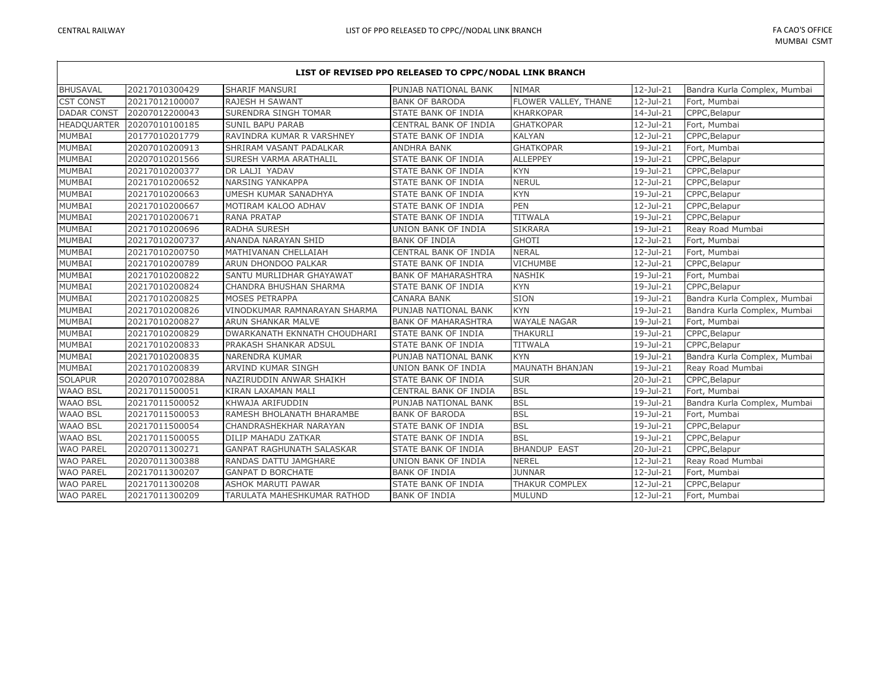CENTRAL RAILWAY | LIST OF PPO RELEASED TO CPPC//NODAL LINK BRANCH | FA CAO'S OFFICE MUMBAI CSMT

## LIST OF REVISED PPO RELEASED TO CPPC/NODAL LINK BRANCH

| | | | | | | |
|---|---|---|---|---|---|---|
| BHUSAVAL | 20217010300429 | SHARIF MANSURI | PUNJAB NATIONAL BANK | NIMAR | 12-Jul-21 | Bandra Kurla Complex, Mumbai |
| CST CONST | 20217012100007 | RAJESH H SAWANT | BANK OF BARODA | FLOWER VALLEY, THANE | 12-Jul-21 | Fort, Mumbai |
| DADAR CONST | 20207012200043 | SURENDRA SINGH TOMAR | STATE BANK OF INDIA | KHARKOPAR | 14-Jul-21 | CPPC,Belapur |
| HEADQUARTER | 20207010100185 | SUNIL BAPU PARAB | CENTRAL BANK OF INDIA | GHATKOPAR | 12-Jul-21 | Fort, Mumbai |
| MUMBAI | 20177010201779 | RAVINDRA KUMAR R VARSHNEY | STATE BANK OF INDIA | KALYAN | 12-Jul-21 | CPPC,Belapur |
| MUMBAI | 20207010200913 | SHRIRAM VASANT PADALKAR | ANDHRA BANK | GHATKOPAR | 19-Jul-21 | Fort, Mumbai |
| MUMBAI | 20207010201566 | SURESH VARMA ARATHALIL | STATE BANK OF INDIA | ALLEPPEY | 19-Jul-21 | CPPC,Belapur |
| MUMBAI | 20217010200377 | DR LALJI YADAV | STATE BANK OF INDIA | KYN | 19-Jul-21 | CPPC,Belapur |
| MUMBAI | 20217010200652 | NARSING YANKAPPA | STATE BANK OF INDIA | NERUL | 12-Jul-21 | CPPC,Belapur |
| MUMBAI | 20217010200663 | UMESH KUMAR SANADHYA | STATE BANK OF INDIA | KYN | 19-Jul-21 | CPPC,Belapur |
| MUMBAI | 20217010200667 | MOTIRAM KALOO ADHAV | STATE BANK OF INDIA | PEN | 12-Jul-21 | CPPC,Belapur |
| MUMBAI | 20217010200671 | RANA PRATAP | STATE BANK OF INDIA | TITWALA | 19-Jul-21 | CPPC,Belapur |
| MUMBAI | 20217010200696 | RADHA SURESH | UNION BANK OF INDIA | SIKRARA | 19-Jul-21 | Reay Road Mumbai |
| MUMBAI | 20217010200737 | ANANDA NARAYAN SHID | BANK OF INDIA | GHOTI | 12-Jul-21 | Fort, Mumbai |
| MUMBAI | 20217010200750 | MATHIVANAN CHELLAIAH | CENTRAL BANK OF INDIA | NERAL | 12-Jul-21 | Fort, Mumbai |
| MUMBAI | 20217010200789 | ARUN DHONDOO PALKAR | STATE BANK OF INDIA | VICHUMBE | 12-Jul-21 | CPPC,Belapur |
| MUMBAI | 20217010200822 | SANTU MURLIDHAR GHAYAWAT | BANK OF MAHARASHTRA | NASHIK | 19-Jul-21 | Fort, Mumbai |
| MUMBAI | 20217010200824 | CHANDRA BHUSHAN SHARMA | STATE BANK OF INDIA | KYN | 19-Jul-21 | CPPC,Belapur |
| MUMBAI | 20217010200825 | MOSES PETRAPPA | CANARA BANK | SION | 19-Jul-21 | Bandra Kurla Complex, Mumbai |
| MUMBAI | 20217010200826 | VINODKUMAR RAMNARAYAN SHARMA | PUNJAB NATIONAL BANK | KYN | 19-Jul-21 | Bandra Kurla Complex, Mumbai |
| MUMBAI | 20217010200827 | ARUN SHANKAR MALVE | BANK OF MAHARASHTRA | WAYALE NAGAR | 19-Jul-21 | Fort, Mumbai |
| MUMBAI | 20217010200829 | DWARKANATH EKNNATH CHOUDHARI | STATE BANK OF INDIA | THAKURLI | 19-Jul-21 | CPPC,Belapur |
| MUMBAI | 20217010200833 | PRAKASH SHANKAR ADSUL | STATE BANK OF INDIA | TITWALA | 19-Jul-21 | CPPC,Belapur |
| MUMBAI | 20217010200835 | NARENDRA KUMAR | PUNJAB NATIONAL BANK | KYN | 19-Jul-21 | Bandra Kurla Complex, Mumbai |
| MUMBAI | 20217010200839 | ARVIND KUMAR SINGH | UNION BANK OF INDIA | MAUNATH BHANJAN | 19-Jul-21 | Reay Road Mumbai |
| SOLAPUR | 20207010700288A | NAZIRUDDIN ANWAR SHAIKH | STATE BANK OF INDIA | SUR | 20-Jul-21 | CPPC,Belapur |
| WAAO BSL | 20217011500051 | KIRAN LAXAMAN MALI | CENTRAL BANK OF INDIA | BSL | 19-Jul-21 | Fort, Mumbai |
| WAAO BSL | 20217011500052 | KHWAJA ARIFUDDIN | PUNJAB NATIONAL BANK | BSL | 19-Jul-21 | Bandra Kurla Complex, Mumbai |
| WAAO BSL | 20217011500053 | RAMESH BHOLANATH BHARAMBE | BANK OF BARODA | BSL | 19-Jul-21 | Fort, Mumbai |
| WAAO BSL | 20217011500054 | CHANDRASHEKHAR NARAYAN | STATE BANK OF INDIA | BSL | 19-Jul-21 | CPPC,Belapur |
| WAAO BSL | 20217011500055 | DILIP MAHADU ZATKAR | STATE BANK OF INDIA | BSL | 19-Jul-21 | CPPC,Belapur |
| WAO PAREL | 20207011300271 | GANPAT RAGHUNATH SALASKAR | STATE BANK OF INDIA | BHANDUP EAST | 20-Jul-21 | CPPC,Belapur |
| WAO PAREL | 20207011300388 | RANDAS DATTU JAMGHARE | UNION BANK OF INDIA | NEREL | 12-Jul-21 | Reay Road Mumbai |
| WAO PAREL | 20217011300207 | GANPAT D BORCHATE | BANK OF INDIA | JUNNAR | 12-Jul-21 | Fort, Mumbai |
| WAO PAREL | 20217011300208 | ASHOK MARUTI PAWAR | STATE BANK OF INDIA | THAKUR COMPLEX | 12-Jul-21 | CPPC,Belapur |
| WAO PAREL | 20217011300209 | TARULATA MAHESHKUMAR RATHOD | BANK OF INDIA | MULUND | 12-Jul-21 | Fort, Mumbai |